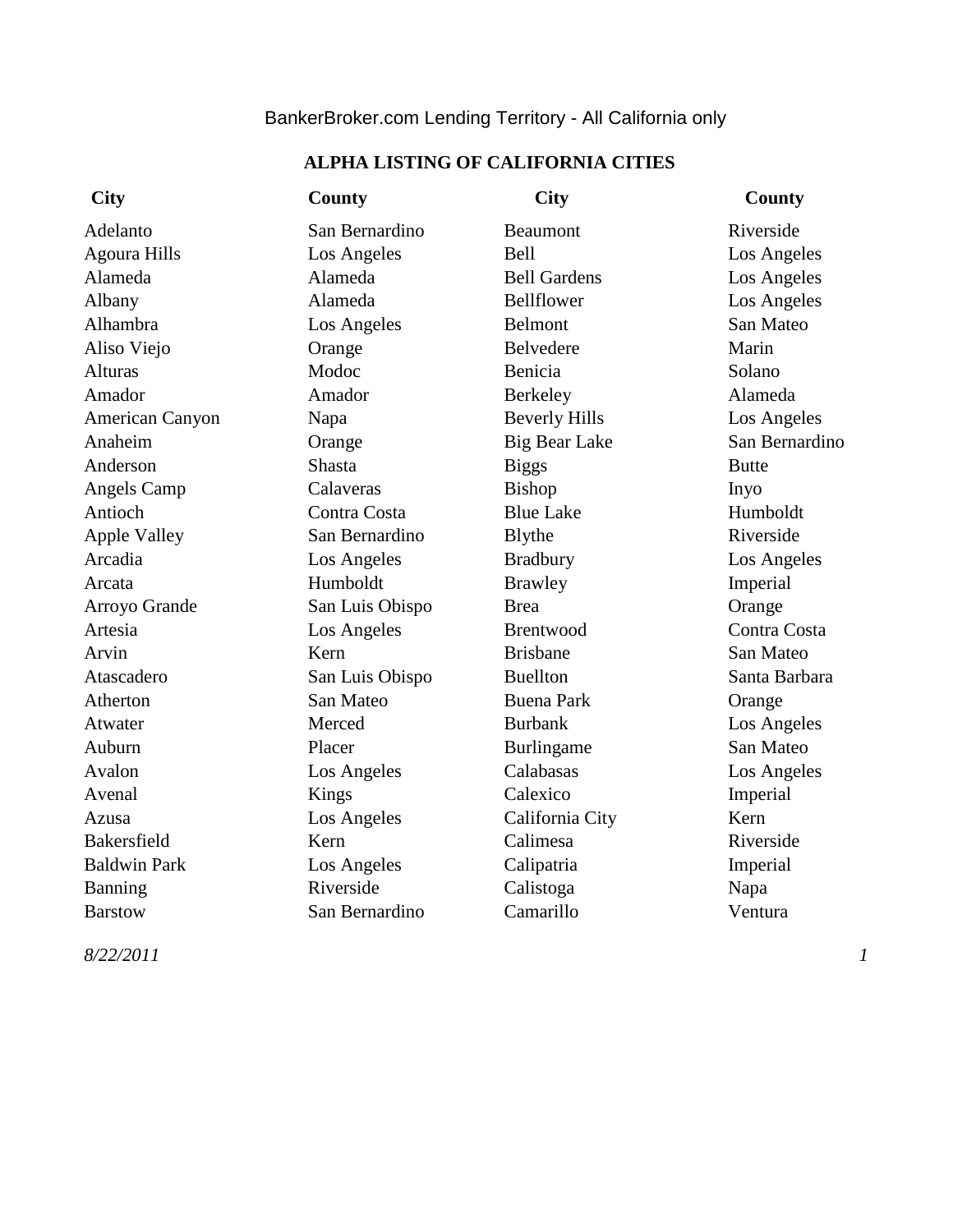BankerBroker.com Lending Territory - All California only

## ALPHA LISTING OF CALIFORNIA CITIES

| City | County | City | County |
|---|---|---|---|
| Adelanto | San Bernardino | Beaumont | Riverside |
| Agoura Hills | Los Angeles | Bell | Los Angeles |
| Alameda | Alameda | Bell Gardens | Los Angeles |
| Albany | Alameda | Bellflower | Los Angeles |
| Alhambra | Los Angeles | Belmont | San Mateo |
| Aliso Viejo | Orange | Belvedere | Marin |
| Alturas | Modoc | Benicia | Solano |
| Amador | Amador | Berkeley | Alameda |
| American Canyon | Napa | Beverly Hills | Los Angeles |
| Anaheim | Orange | Big Bear Lake | San Bernardino |
| Anderson | Shasta | Biggs | Butte |
| Angels Camp | Calaveras | Bishop | Inyo |
| Antioch | Contra Costa | Blue Lake | Humboldt |
| Apple Valley | San Bernardino | Blythe | Riverside |
| Arcadia | Los Angeles | Bradbury | Los Angeles |
| Arcata | Humboldt | Brawley | Imperial |
| Arroyo Grande | San Luis Obispo | Brea | Orange |
| Artesia | Los Angeles | Brentwood | Contra Costa |
| Arvin | Kern | Brisbane | San Mateo |
| Atascadero | San Luis Obispo | Buellton | Santa Barbara |
| Atherton | San Mateo | Buena Park | Orange |
| Atwater | Merced | Burbank | Los Angeles |
| Auburn | Placer | Burlingame | San Mateo |
| Avalon | Los Angeles | Calabasas | Los Angeles |
| Avenal | Kings | Calexico | Imperial |
| Azusa | Los Angeles | California City | Kern |
| Bakersfield | Kern | Calimesa | Riverside |
| Baldwin Park | Los Angeles | Calipatria | Imperial |
| Banning | Riverside | Calistoga | Napa |
| Barstow | San Bernardino | Camarillo | Ventura |

*8/22/2011*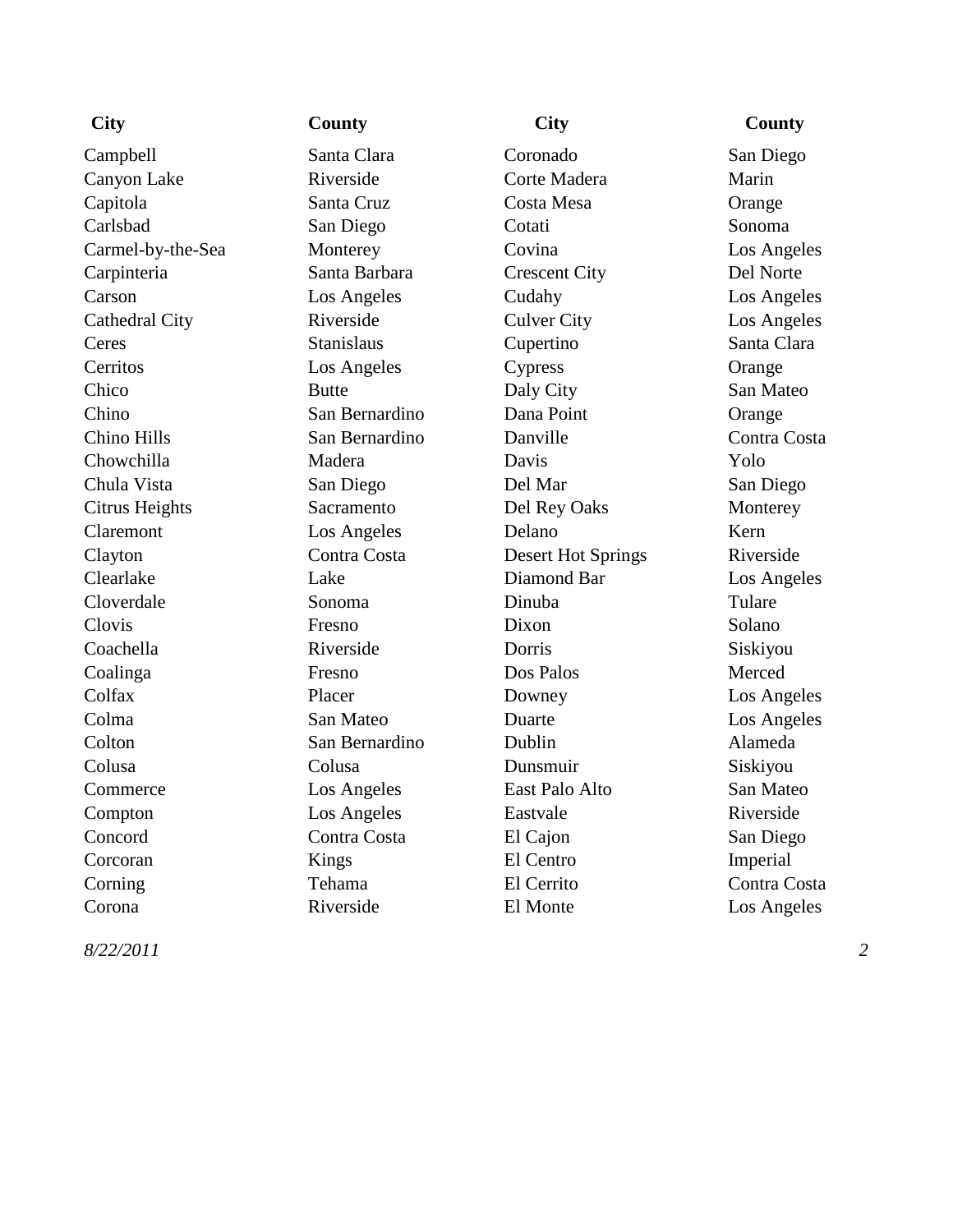| City | County | City | County |
|---|---|---|---|
| Campbell | Santa Clara | Coronado | San Diego |
| Canyon Lake | Riverside | Corte Madera | Marin |
| Capitola | Santa Cruz | Costa Mesa | Orange |
| Carlsbad | San Diego | Cotati | Sonoma |
| Carmel-by-the-Sea | Monterey | Covina | Los Angeles |
| Carpinteria | Santa Barbara | Crescent City | Del Norte |
| Carson | Los Angeles | Cudahy | Los Angeles |
| Cathedral City | Riverside | Culver City | Los Angeles |
| Ceres | Stanislaus | Cupertino | Santa Clara |
| Cerritos | Los Angeles | Cypress | Orange |
| Chico | Butte | Daly City | San Mateo |
| Chino | San Bernardino | Dana Point | Orange |
| Chino Hills | San Bernardino | Danville | Contra Costa |
| Chowchilla | Madera | Davis | Yolo |
| Chula Vista | San Diego | Del Mar | San Diego |
| Citrus Heights | Sacramento | Del Rey Oaks | Monterey |
| Claremont | Los Angeles | Delano | Kern |
| Clayton | Contra Costa | Desert Hot Springs | Riverside |
| Clearlake | Lake | Diamond Bar | Los Angeles |
| Cloverdale | Sonoma | Dinuba | Tulare |
| Clovis | Fresno | Dixon | Solano |
| Coachella | Riverside | Dorris | Siskiyou |
| Coalinga | Fresno | Dos Palos | Merced |
| Colfax | Placer | Downey | Los Angeles |
| Colma | San Mateo | Duarte | Los Angeles |
| Colton | San Bernardino | Dublin | Alameda |
| Colusa | Colusa | Dunsmuir | Siskiyou |
| Commerce | Los Angeles | East Palo Alto | San Mateo |
| Compton | Los Angeles | Eastvale | Riverside |
| Concord | Contra Costa | El Cajon | San Diego |
| Corcoran | Kings | El Centro | Imperial |
| Corning | Tehama | El Cerrito | Contra Costa |
| Corona | Riverside | El Monte | Los Angeles |

*8/22/2011*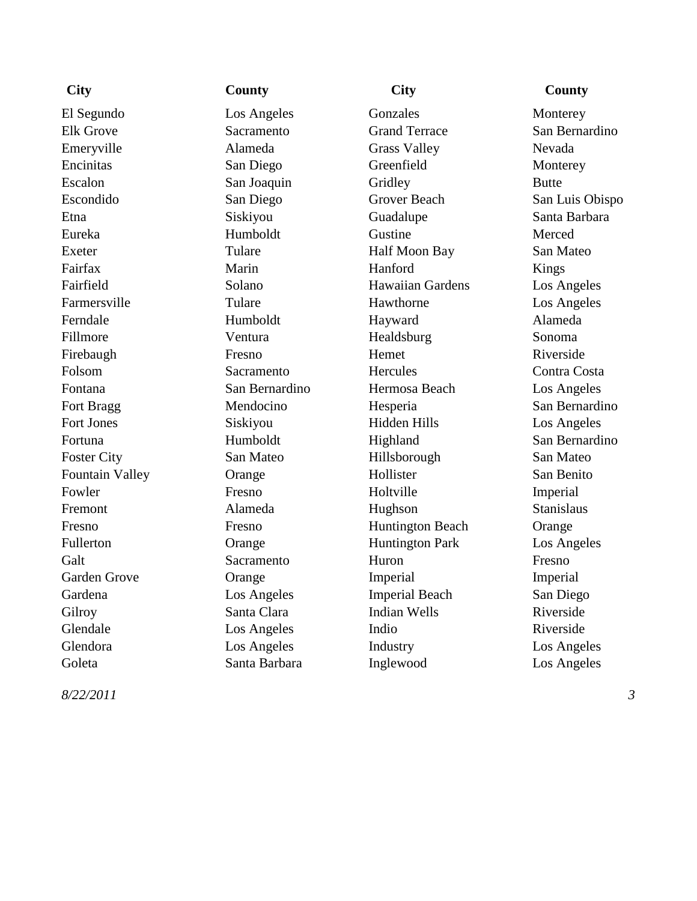| City | County | City | County |
|---|---|---|---|
| El Segundo | Los Angeles | Gonzales | Monterey |
| Elk Grove | Sacramento | Grand Terrace | San Bernardino |
| Emeryville | Alameda | Grass Valley | Nevada |
| Encinitas | San Diego | Greenfield | Monterey |
| Escalon | San Joaquin | Gridley | Butte |
| Escondido | San Diego | Grover Beach | San Luis Obispo |
| Etna | Siskiyou | Guadalupe | Santa Barbara |
| Eureka | Humboldt | Gustine | Merced |
| Exeter | Tulare | Half Moon Bay | San Mateo |
| Fairfax | Marin | Hanford | Kings |
| Fairfield | Solano | Hawaiian Gardens | Los Angeles |
| Farmersville | Tulare | Hawthorne | Los Angeles |
| Ferndale | Humboldt | Hayward | Alameda |
| Fillmore | Ventura | Healdsburg | Sonoma |
| Firebaugh | Fresno | Hemet | Riverside |
| Folsom | Sacramento | Hercules | Contra Costa |
| Fontana | San Bernardino | Hermosa Beach | Los Angeles |
| Fort Bragg | Mendocino | Hesperia | San Bernardino |
| Fort Jones | Siskiyou | Hidden Hills | Los Angeles |
| Fortuna | Humboldt | Highland | San Bernardino |
| Foster City | San Mateo | Hillsborough | San Mateo |
| Fountain Valley | Orange | Hollister | San Benito |
| Fowler | Fresno | Holtville | Imperial |
| Fremont | Alameda | Hughson | Stanislaus |
| Fresno | Fresno | Huntington Beach | Orange |
| Fullerton | Orange | Huntington Park | Los Angeles |
| Galt | Sacramento | Huron | Fresno |
| Garden Grove | Orange | Imperial | Imperial |
| Gardena | Los Angeles | Imperial Beach | San Diego |
| Gilroy | Santa Clara | Indian Wells | Riverside |
| Glendale | Los Angeles | Indio | Riverside |
| Glendora | Los Angeles | Industry | Los Angeles |
| Goleta | Santa Barbara | Inglewood | Los Angeles |

*8/22/2011*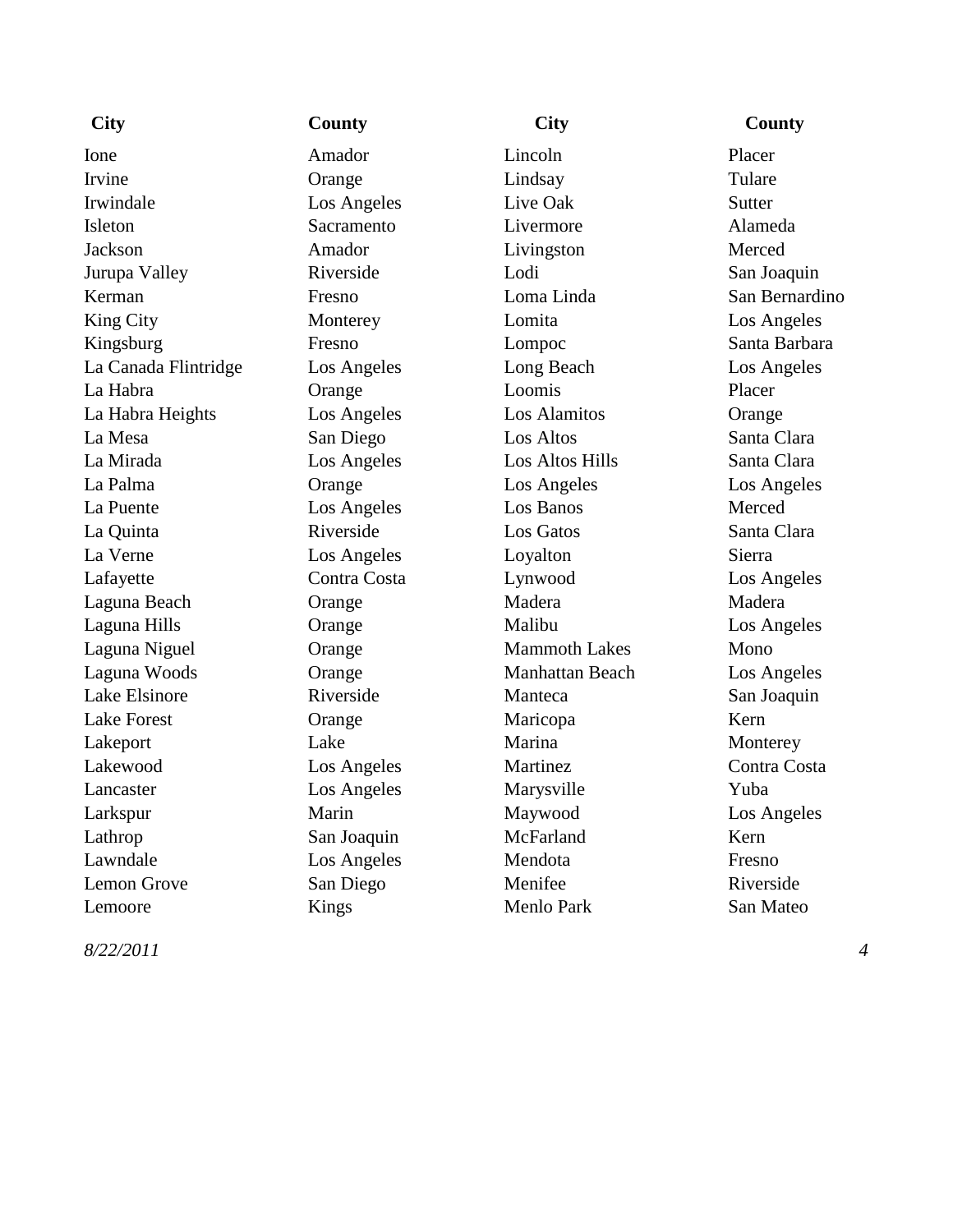| City | County | City | County |
|---|---|---|---|
| Ione | Amador | Lincoln | Placer |
| Irvine | Orange | Lindsay | Tulare |
| Irwindale | Los Angeles | Live Oak | Sutter |
| Isleton | Sacramento | Livermore | Alameda |
| Jackson | Amador | Livingston | Merced |
| Jurupa Valley | Riverside | Lodi | San Joaquin |
| Kerman | Fresno | Loma Linda | San Bernardino |
| King City | Monterey | Lomita | Los Angeles |
| Kingsburg | Fresno | Lompoc | Santa Barbara |
| La Canada Flintridge | Los Angeles | Long Beach | Los Angeles |
| La Habra | Orange | Loomis | Placer |
| La Habra Heights | Los Angeles | Los Alamitos | Orange |
| La Mesa | San Diego | Los Altos | Santa Clara |
| La Mirada | Los Angeles | Los Altos Hills | Santa Clara |
| La Palma | Orange | Los Angeles | Los Angeles |
| La Puente | Los Angeles | Los Banos | Merced |
| La Quinta | Riverside | Los Gatos | Santa Clara |
| La Verne | Los Angeles | Loyalton | Sierra |
| Lafayette | Contra Costa | Lynwood | Los Angeles |
| Laguna Beach | Orange | Madera | Madera |
| Laguna Hills | Orange | Malibu | Los Angeles |
| Laguna Niguel | Orange | Mammoth Lakes | Mono |
| Laguna Woods | Orange | Manhattan Beach | Los Angeles |
| Lake Elsinore | Riverside | Manteca | San Joaquin |
| Lake Forest | Orange | Maricopa | Kern |
| Lakeport | Lake | Marina | Monterey |
| Lakewood | Los Angeles | Martinez | Contra Costa |
| Lancaster | Los Angeles | Marysville | Yuba |
| Larkspur | Marin | Maywood | Los Angeles |
| Lathrop | San Joaquin | McFarland | Kern |
| Lawndale | Los Angeles | Mendota | Fresno |
| Lemon Grove | San Diego | Menifee | Riverside |
| Lemoore | Kings | Menlo Park | San Mateo |

*8/22/2011*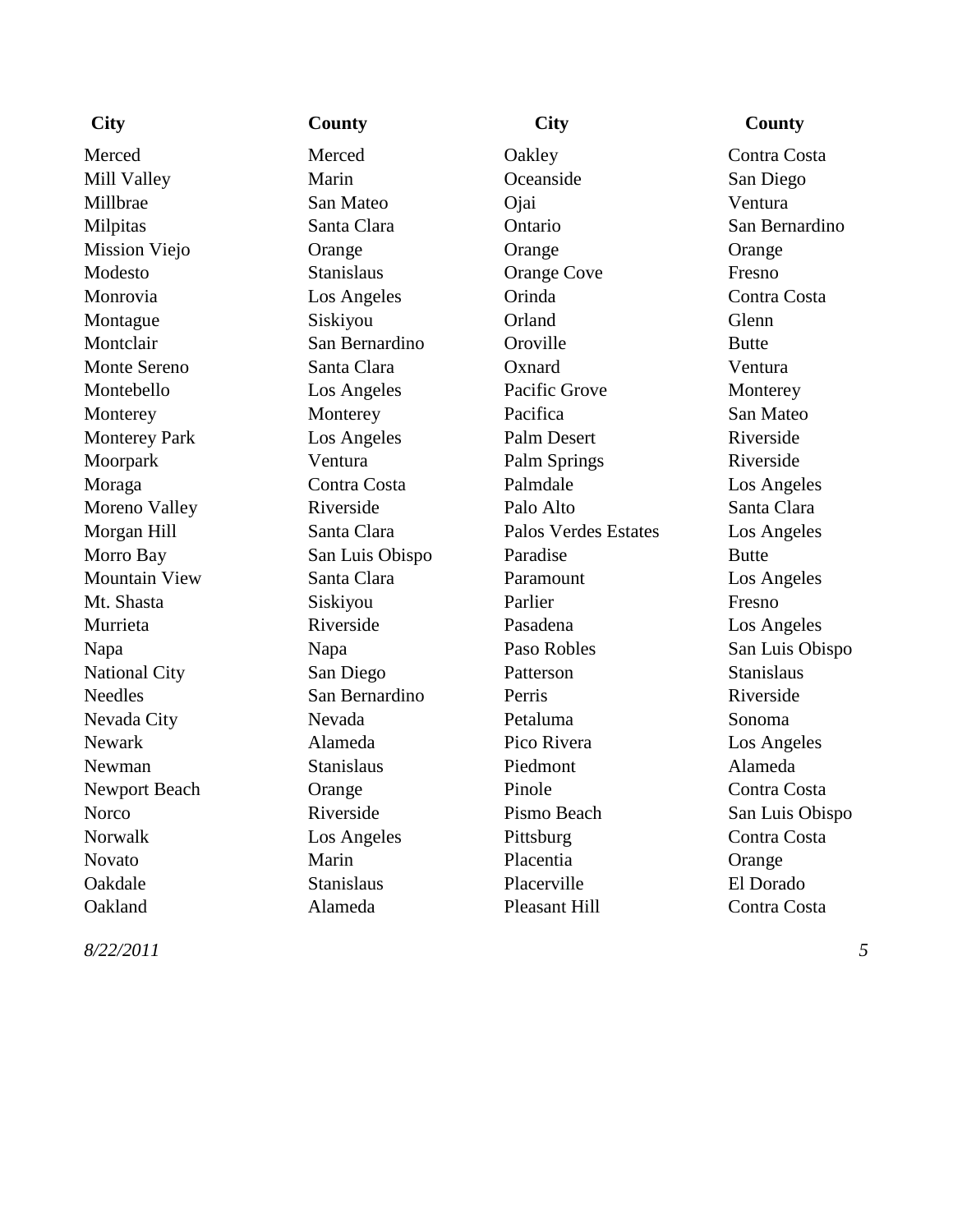| City | County | City | County |
|---|---|---|---|
| Merced | Merced | Oakley | Contra Costa |
| Mill Valley | Marin | Oceanside | San Diego |
| Millbrae | San Mateo | Ojai | Ventura |
| Milpitas | Santa Clara | Ontario | San Bernardino |
| Mission Viejo | Orange | Orange | Orange |
| Modesto | Stanislaus | Orange Cove | Fresno |
| Monrovia | Los Angeles | Orinda | Contra Costa |
| Montague | Siskiyou | Orland | Glenn |
| Montclair | San Bernardino | Oroville | Butte |
| Monte Sereno | Santa Clara | Oxnard | Ventura |
| Montebello | Los Angeles | Pacific Grove | Monterey |
| Monterey | Monterey | Pacifica | San Mateo |
| Monterey Park | Los Angeles | Palm Desert | Riverside |
| Moorpark | Ventura | Palm Springs | Riverside |
| Moraga | Contra Costa | Palmdale | Los Angeles |
| Moreno Valley | Riverside | Palo Alto | Santa Clara |
| Morgan Hill | Santa Clara | Palos Verdes Estates | Los Angeles |
| Morro Bay | San Luis Obispo | Paradise | Butte |
| Mountain View | Santa Clara | Paramount | Los Angeles |
| Mt. Shasta | Siskiyou | Parlier | Fresno |
| Murrieta | Riverside | Pasadena | Los Angeles |
| Napa | Napa | Paso Robles | San Luis Obispo |
| National City | San Diego | Patterson | Stanislaus |
| Needles | San Bernardino | Perris | Riverside |
| Nevada City | Nevada | Petaluma | Sonoma |
| Newark | Alameda | Pico Rivera | Los Angeles |
| Newman | Stanislaus | Piedmont | Alameda |
| Newport Beach | Orange | Pinole | Contra Costa |
| Norco | Riverside | Pismo Beach | San Luis Obispo |
| Norwalk | Los Angeles | Pittsburg | Contra Costa |
| Novato | Marin | Placentia | Orange |
| Oakdale | Stanislaus | Placerville | El Dorado |
| Oakland | Alameda | Pleasant Hill | Contra Costa |

*8/22/2011*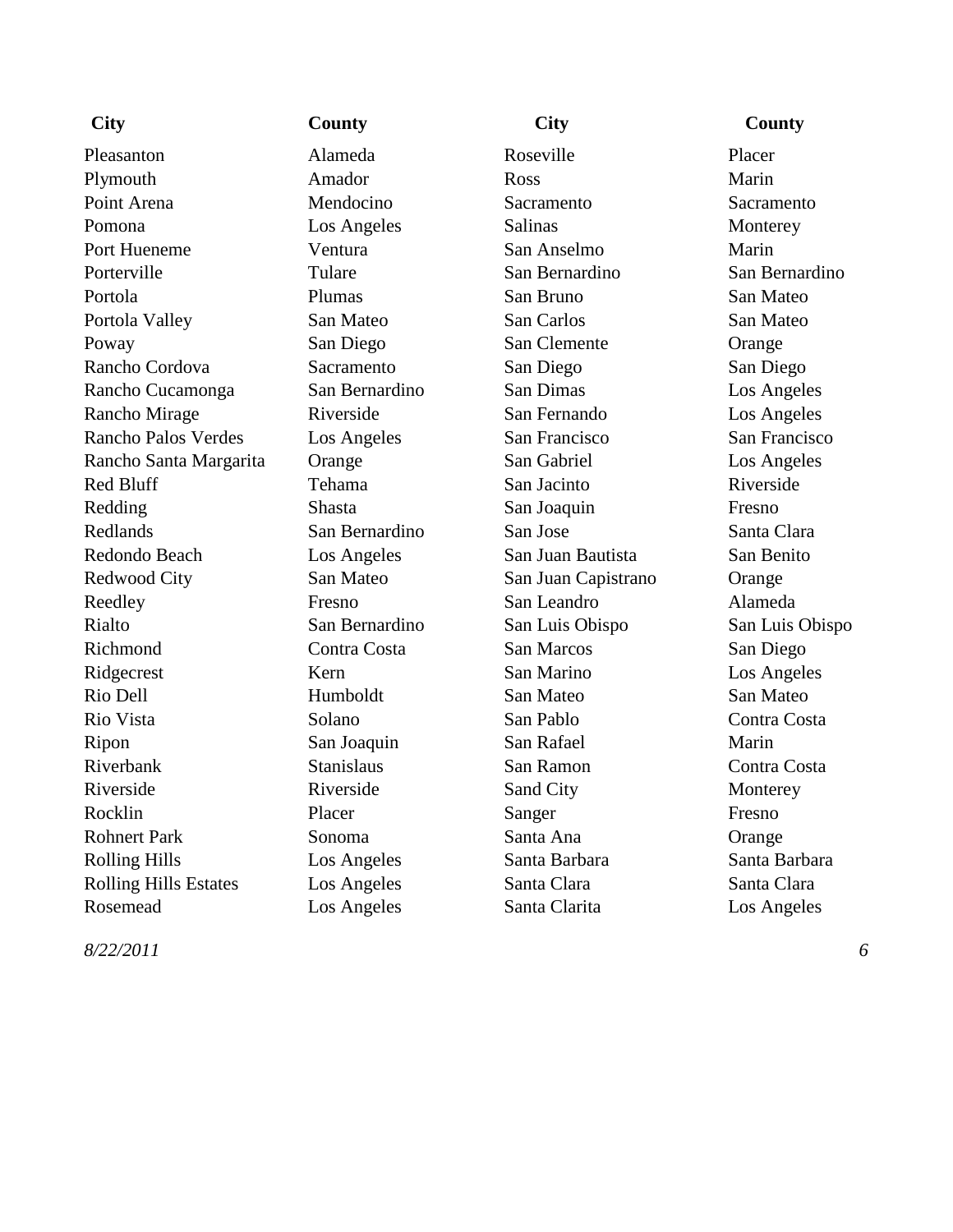| City | County | City | County |
|---|---|---|---|
| Pleasanton | Alameda | Roseville | Placer |
| Plymouth | Amador | Ross | Marin |
| Point Arena | Mendocino | Sacramento | Sacramento |
| Pomona | Los Angeles | Salinas | Monterey |
| Port Hueneme | Ventura | San Anselmo | Marin |
| Porterville | Tulare | San Bernardino | San Bernardino |
| Portola | Plumas | San Bruno | San Mateo |
| Portola Valley | San Mateo | San Carlos | San Mateo |
| Poway | San Diego | San Clemente | Orange |
| Rancho Cordova | Sacramento | San Diego | San Diego |
| Rancho Cucamonga | San Bernardino | San Dimas | Los Angeles |
| Rancho Mirage | Riverside | San Fernando | Los Angeles |
| Rancho Palos Verdes | Los Angeles | San Francisco | San Francisco |
| Rancho Santa Margarita | Orange | San Gabriel | Los Angeles |
| Red Bluff | Tehama | San Jacinto | Riverside |
| Redding | Shasta | San Joaquin | Fresno |
| Redlands | San Bernardino | San Jose | Santa Clara |
| Redondo Beach | Los Angeles | San Juan Bautista | San Benito |
| Redwood City | San Mateo | San Juan Capistrano | Orange |
| Reedley | Fresno | San Leandro | Alameda |
| Rialto | San Bernardino | San Luis Obispo | San Luis Obispo |
| Richmond | Contra Costa | San Marcos | San Diego |
| Ridgecrest | Kern | San Marino | Los Angeles |
| Rio Dell | Humboldt | San Mateo | San Mateo |
| Rio Vista | Solano | San Pablo | Contra Costa |
| Ripon | San Joaquin | San Rafael | Marin |
| Riverbank | Stanislaus | San Ramon | Contra Costa |
| Riverside | Riverside | Sand City | Monterey |
| Rocklin | Placer | Sanger | Fresno |
| Rohnert Park | Sonoma | Santa Ana | Orange |
| Rolling Hills | Los Angeles | Santa Barbara | Santa Barbara |
| Rolling Hills Estates | Los Angeles | Santa Clara | Santa Clara |
| Rosemead | Los Angeles | Santa Clarita | Los Angeles |

*8/22/2011*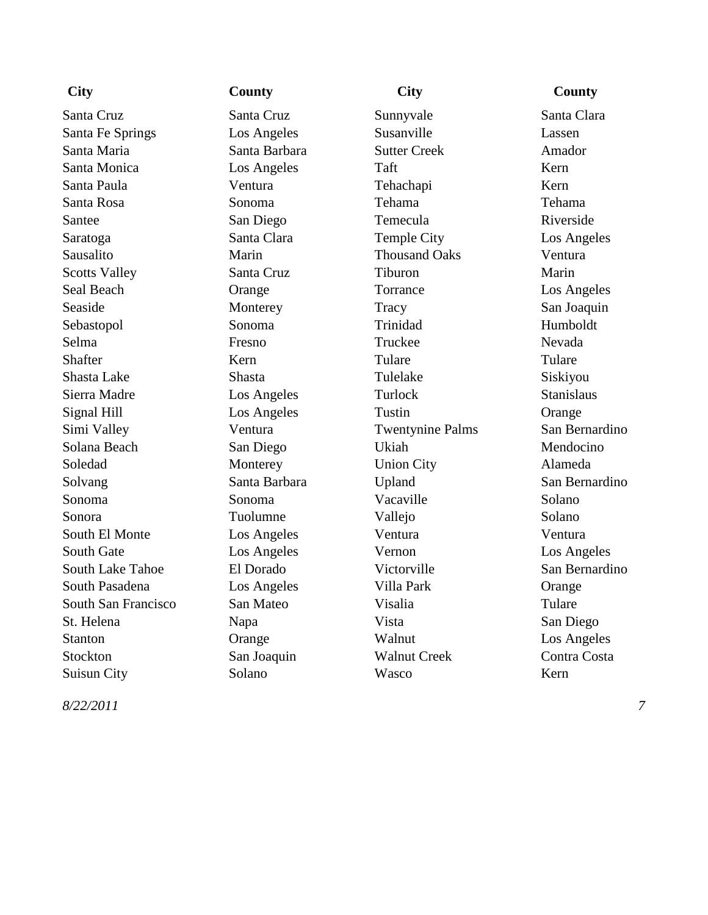| City | County | City | County |
|---|---|---|---|
| Santa Cruz | Santa Cruz | Sunnyvale | Santa Clara |
| Santa Fe Springs | Los Angeles | Susanville | Lassen |
| Santa Maria | Santa Barbara | Sutter Creek | Amador |
| Santa Monica | Los Angeles | Taft | Kern |
| Santa Paula | Ventura | Tehachapi | Kern |
| Santa Rosa | Sonoma | Tehama | Tehama |
| Santee | San Diego | Temecula | Riverside |
| Saratoga | Santa Clara | Temple City | Los Angeles |
| Sausalito | Marin | Thousand Oaks | Ventura |
| Scotts Valley | Santa Cruz | Tiburon | Marin |
| Seal Beach | Orange | Torrance | Los Angeles |
| Seaside | Monterey | Tracy | San Joaquin |
| Sebastopol | Sonoma | Trinidad | Humboldt |
| Selma | Fresno | Truckee | Nevada |
| Shafter | Kern | Tulare | Tulare |
| Shasta Lake | Shasta | Tulelake | Siskiyou |
| Sierra Madre | Los Angeles | Turlock | Stanislaus |
| Signal Hill | Los Angeles | Tustin | Orange |
| Simi Valley | Ventura | Twentynine Palms | San Bernardino |
| Solana Beach | San Diego | Ukiah | Mendocino |
| Soledad | Monterey | Union City | Alameda |
| Solvang | Santa Barbara | Upland | San Bernardino |
| Sonoma | Sonoma | Vacaville | Solano |
| Sonora | Tuolumne | Vallejo | Solano |
| South El Monte | Los Angeles | Ventura | Ventura |
| South Gate | Los Angeles | Vernon | Los Angeles |
| South Lake Tahoe | El Dorado | Victorville | San Bernardino |
| South Pasadena | Los Angeles | Villa Park | Orange |
| South San Francisco | San Mateo | Visalia | Tulare |
| St. Helena | Napa | Vista | San Diego |
| Stanton | Orange | Walnut | Los Angeles |
| Stockton | San Joaquin | Walnut Creek | Contra Costa |
| Suisun City | Solano | Wasco | Kern |

*8/22/2011*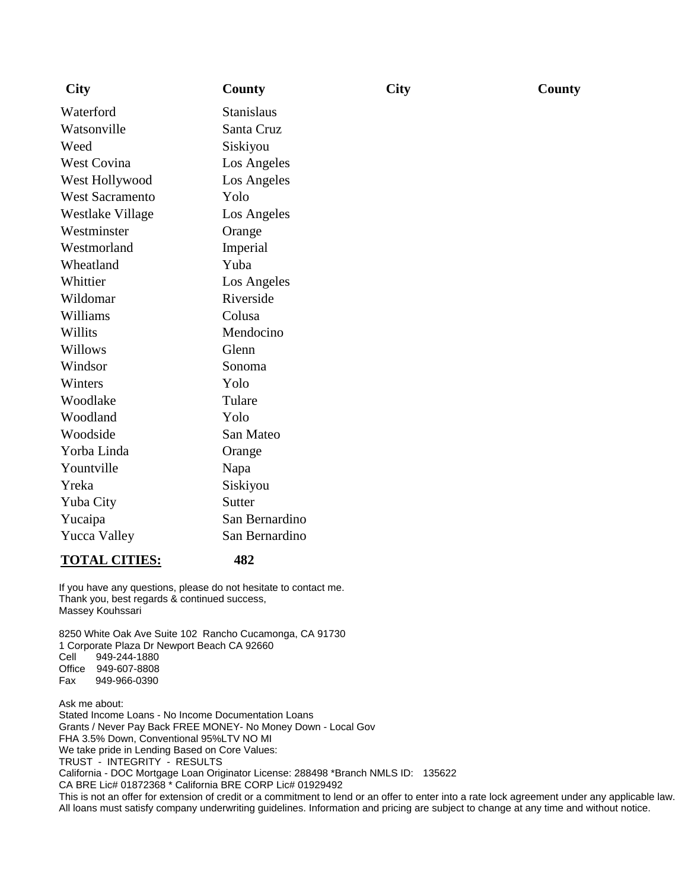| City | County | City | County |
|---|---|---|---|
| Waterford | Stanislaus | | |
| Watsonville | Santa Cruz | | |
| Weed | Siskiyou | | |
| West Covina | Los Angeles | | |
| West Hollywood | Los Angeles | | |
| West Sacramento | Yolo | | |
| Westlake Village | Los Angeles | | |
| Westminster | Orange | | |
| Westmorland | Imperial | | |
| Wheatland | Yuba | | |
| Whittier | Los Angeles | | |
| Wildomar | Riverside | | |
| Williams | Colusa | | |
| Willits | Mendocino | | |
| Willows | Glenn | | |
| Windsor | Sonoma | | |
| Winters | Yolo | | |
| Woodlake | Tulare | | |
| Woodland | Yolo | | |
| Woodside | San Mateo | | |
| Yorba Linda | Orange | | |
| Yountville | Napa | | |
| Yreka | Siskiyou | | |
| Yuba City | Sutter | | |
| Yucaipa | San Bernardino | | |
| Yucca Valley | San Bernardino | | |

**TOTAL CITIES:** **482**

If you have any questions, please do not hesitate to contact me.
Thank you, best regards & continued success,
Massey Kouhssari

8250 White Oak Ave Suite 102 Rancho Cucamonga, CA 91730
1 Corporate Plaza Dr Newport Beach CA 92660
Cell 949-244-1880
Office 949-607-8808
Fax 949-966-0390

Ask me about:
Stated Income Loans - No Income Documentation Loans
Grants / Never Pay Back FREE MONEY- No Money Down - Local Gov
FHA 3.5% Down, Conventional 95%LTV NO MI
We take pride in Lending Based on Core Values:
TRUST - INTEGRITY - RESULTS
California - DOC Mortgage Loan Originator License: 288498 *Branch NMLS ID: 135622
CA BRE Lic# 01872368 * California BRE CORP Lic# 01929492
This is not an offer for extension of credit or a commitment to lend or an offer to enter into a rate lock agreement under any applicable law.
All loans must satisfy company underwriting guidelines. Information and pricing are subject to change at any time and without notice.